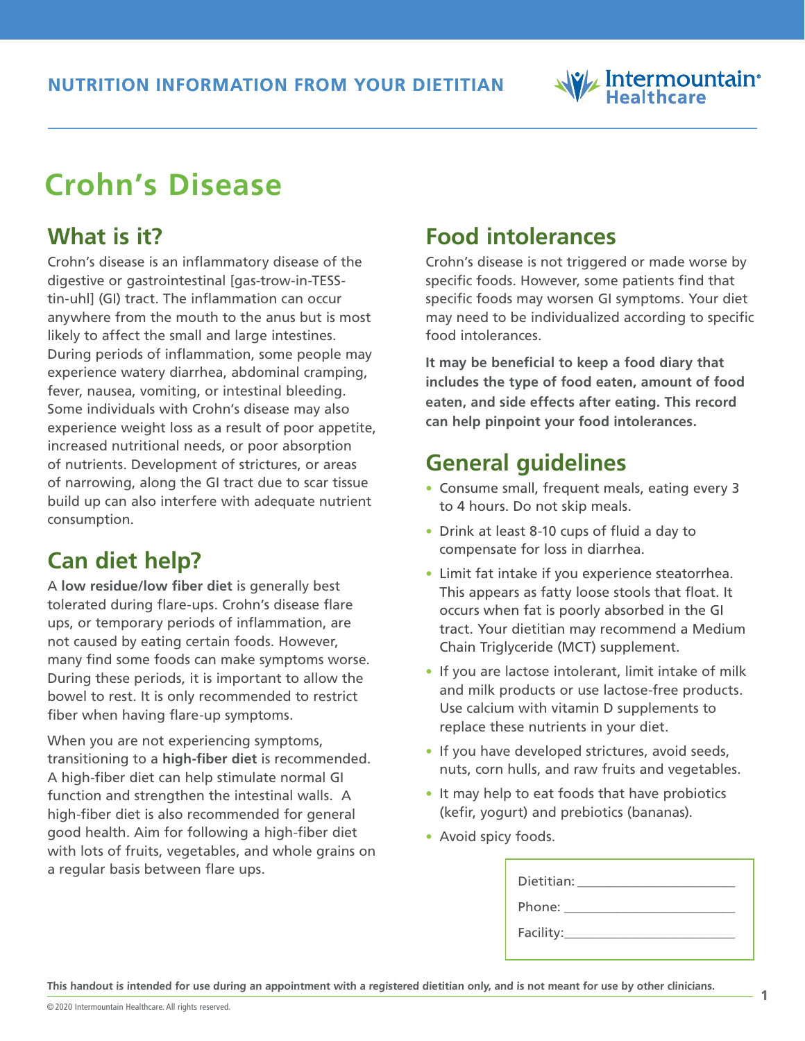NUTRITION INFORMATION FROM YOUR DIETITIAN

# Crohn's Disease

## What is it?

Crohn's disease is an inflammatory disease of the digestive or gastrointestinal [gas-trow-in-TESS-tin-uhl] (GI) tract. The inflammation can occur anywhere from the mouth to the anus but is most likely to affect the small and large intestines. During periods of inflammation, some people may experience watery diarrhea, abdominal cramping, fever, nausea, vomiting, or intestinal bleeding. Some individuals with Crohn's disease may also experience weight loss as a result of poor appetite, increased nutritional needs, or poor absorption of nutrients. Development of strictures, or areas of narrowing, along the GI tract due to scar tissue build up can also interfere with adequate nutrient consumption.

## Can diet help?

A **low residue/low fiber diet** is generally best tolerated during flare-ups. Crohn's disease flare ups, or temporary periods of inflammation, are not caused by eating certain foods. However, many find some foods can make symptoms worse. During these periods, it is important to allow the bowel to rest. It is only recommended to restrict fiber when having flare-up symptoms.

When you are not experiencing symptoms, transitioning to a **high-fiber diet** is recommended. A high-fiber diet can help stimulate normal GI function and strengthen the intestinal walls. A high-fiber diet is also recommended for general good health. Aim for following a high-fiber diet with lots of fruits, vegetables, and whole grains on a regular basis between flare ups.

## Food intolerances

Crohn's disease is not triggered or made worse by specific foods. However, some patients find that specific foods may worsen GI symptoms. Your diet may need to be individualized according to specific food intolerances.

**It may be beneficial to keep a food diary that includes the type of food eaten, amount of food eaten, and side effects after eating. This record can help pinpoint your food intolerances.**

## General guidelines

- Consume small, frequent meals, eating every 3 to 4 hours. Do not skip meals.
- Drink at least 8-10 cups of fluid a day to compensate for loss in diarrhea.
- Limit fat intake if you experience steatorrhea. This appears as fatty loose stools that float. It occurs when fat is poorly absorbed in the GI tract. Your dietitian may recommend a Medium Chain Triglyceride (MCT) supplement.
- If you are lactose intolerant, limit intake of milk and milk products or use lactose-free products. Use calcium with vitamin D supplements to replace these nutrients in your diet.
- If you have developed strictures, avoid seeds, nuts, corn hulls, and raw fruits and vegetables.
- It may help to eat foods that have probiotics (kefir, yogurt) and prebiotics (bananas).
- Avoid spicy foods.

Dietitian: ______________________

Phone: ______________________

Facility: ______________________

**This handout is intended for use during an appointment with a registered dietitian only, and is not meant for use by other clinicians.**

© 2020 Intermountain Healthcare. All rights reserved.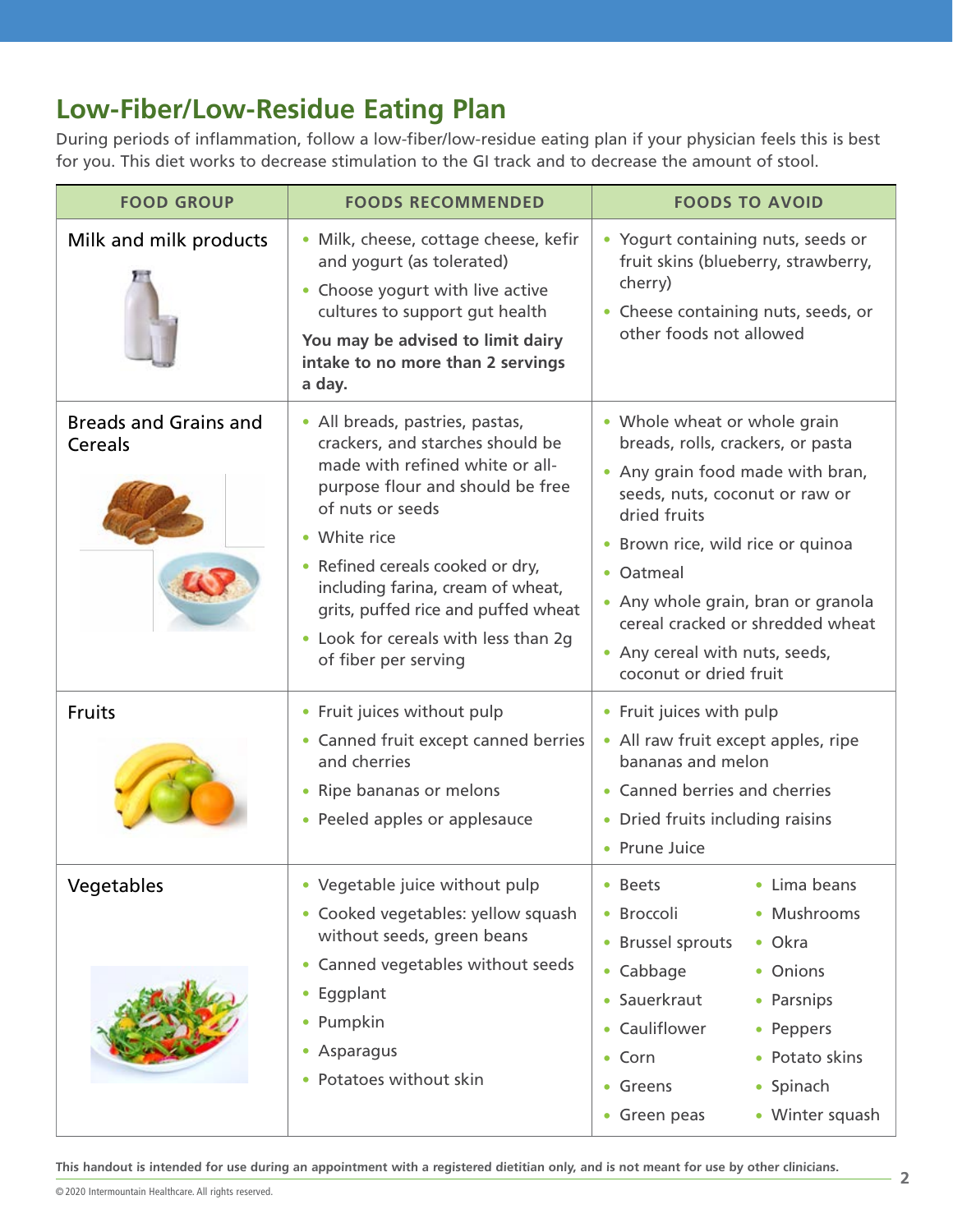# Low-Fiber/Low-Residue Eating Plan

During periods of inflammation, follow a low-fiber/low-residue eating plan if your physician feels this is best for you. This diet works to decrease stimulation to the GI track and to decrease the amount of stool.

| FOOD GROUP | FOODS RECOMMENDED | FOODS TO AVOID |
|---|---|---|
| Milk and milk products | • Milk, cheese, cottage cheese, kefir and yogurt (as tolerated)<br>• Choose yogurt with live active cultures to support gut health<br>**You may be advised to limit dairy intake to no more than 2 servings a day.** | • Yogurt containing nuts, seeds or fruit skins (blueberry, strawberry, cherry)<br>• Cheese containing nuts, seeds, or other foods not allowed |
| Breads and Grains and Cereals | • All breads, pastries, pastas, crackers, and starches should be made with refined white or all-purpose flour and should be free of nuts or seeds<br>• White rice<br>• Refined cereals cooked or dry, including farina, cream of wheat, grits, puffed rice and puffed wheat<br>• Look for cereals with less than 2g of fiber per serving | • Whole wheat or whole grain breads, rolls, crackers, or pasta<br>• Any grain food made with bran, seeds, nuts, coconut or raw or dried fruits<br>• Brown rice, wild rice or quinoa<br>• Oatmeal<br>• Any whole grain, bran or granola cereal cracked or shredded wheat<br>• Any cereal with nuts, seeds, coconut or dried fruit |
| Fruits | • Fruit juices without pulp<br>• Canned fruit except canned berries and cherries<br>• Ripe bananas or melons<br>• Peeled apples or applesauce | • Fruit juices with pulp<br>• All raw fruit except apples, ripe bananas and melon<br>• Canned berries and cherries<br>• Dried fruits including raisins<br>• Prune Juice |
| Vegetables | • Vegetable juice without pulp<br>• Cooked vegetables: yellow squash without seeds, green beans<br>• Canned vegetables without seeds<br>• Eggplant<br>• Pumpkin<br>• Asparagus<br>• Potatoes without skin | • Beets<br>• Broccoli<br>• Brussel sprouts<br>• Cabbage<br>• Sauerkraut<br>• Cauliflower<br>• Corn<br>• Greens<br>• Green peas<br>• Lima beans<br>• Mushrooms<br>• Okra<br>• Onions<br>• Parsnips<br>• Peppers<br>• Potato skins<br>• Spinach<br>• Winter squash |

**This handout is intended for use during an appointment with a registered dietitian only, and is not meant for use by other clinicians.**

© 2020 Intermountain Healthcare. All rights reserved.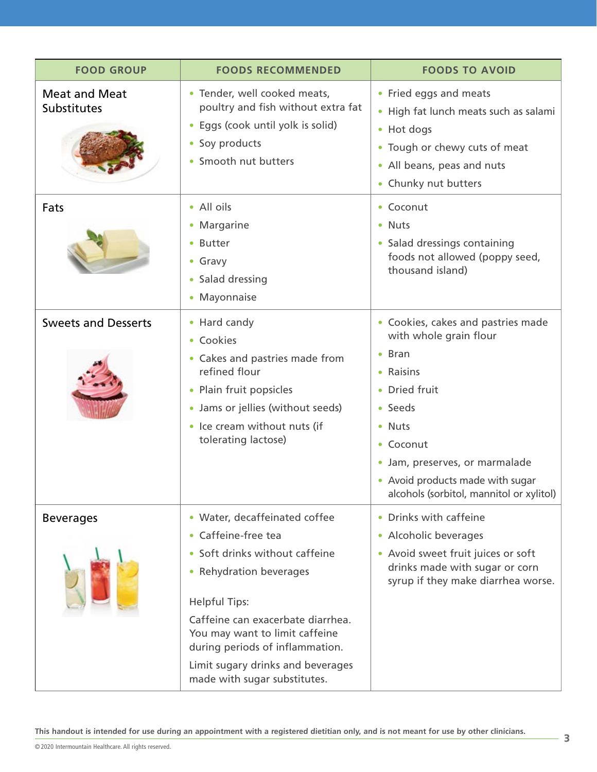| FOOD GROUP | FOODS RECOMMENDED | FOODS TO AVOID |
|---|---|---|
| Meat and Meat Substitutes | • Tender, well cooked meats, poultry and fish without extra fat<br>• Eggs (cook until yolk is solid)<br>• Soy products<br>• Smooth nut butters | • Fried eggs and meats<br>• High fat lunch meats such as salami<br>• Hot dogs<br>• Tough or chewy cuts of meat<br>• All beans, peas and nuts<br>• Chunky nut butters |
| Fats | • All oils<br>• Margarine<br>• Butter<br>• Gravy<br>• Salad dressing<br>• Mayonnaise | • Coconut<br>• Nuts<br>• Salad dressings containing foods not allowed (poppy seed, thousand island) |
| Sweets and Desserts | • Hard candy<br>• Cookies<br>• Cakes and pastries made from refined flour<br>• Plain fruit popsicles<br>• Jams or jellies (without seeds)<br>• Ice cream without nuts (if tolerating lactose) | • Cookies, cakes and pastries made with whole grain flour<br>• Bran<br>• Raisins<br>• Dried fruit<br>• Seeds<br>• Nuts<br>• Coconut<br>• Jam, preserves, or marmalade<br>• Avoid products made with sugar alcohols (sorbitol, mannitol or xylitol) |
| Beverages | • Water, decaffeinated coffee<br>• Caffeine-free tea<br>• Soft drinks without caffeine<br>• Rehydration beverages<br><br>Helpful Tips:<br>Caffeine can exacerbate diarrhea. You may want to limit caffeine during periods of inflammation.<br>Limit sugary drinks and beverages made with sugar substitutes. | • Drinks with caffeine<br>• Alcoholic beverages<br>• Avoid sweet fruit juices or soft drinks made with sugar or corn syrup if they make diarrhea worse. |

**This handout is intended for use during an appointment with a registered dietitian only, and is not meant for use by other clinicians.**

© 2020 Intermountain Healthcare. All rights reserved.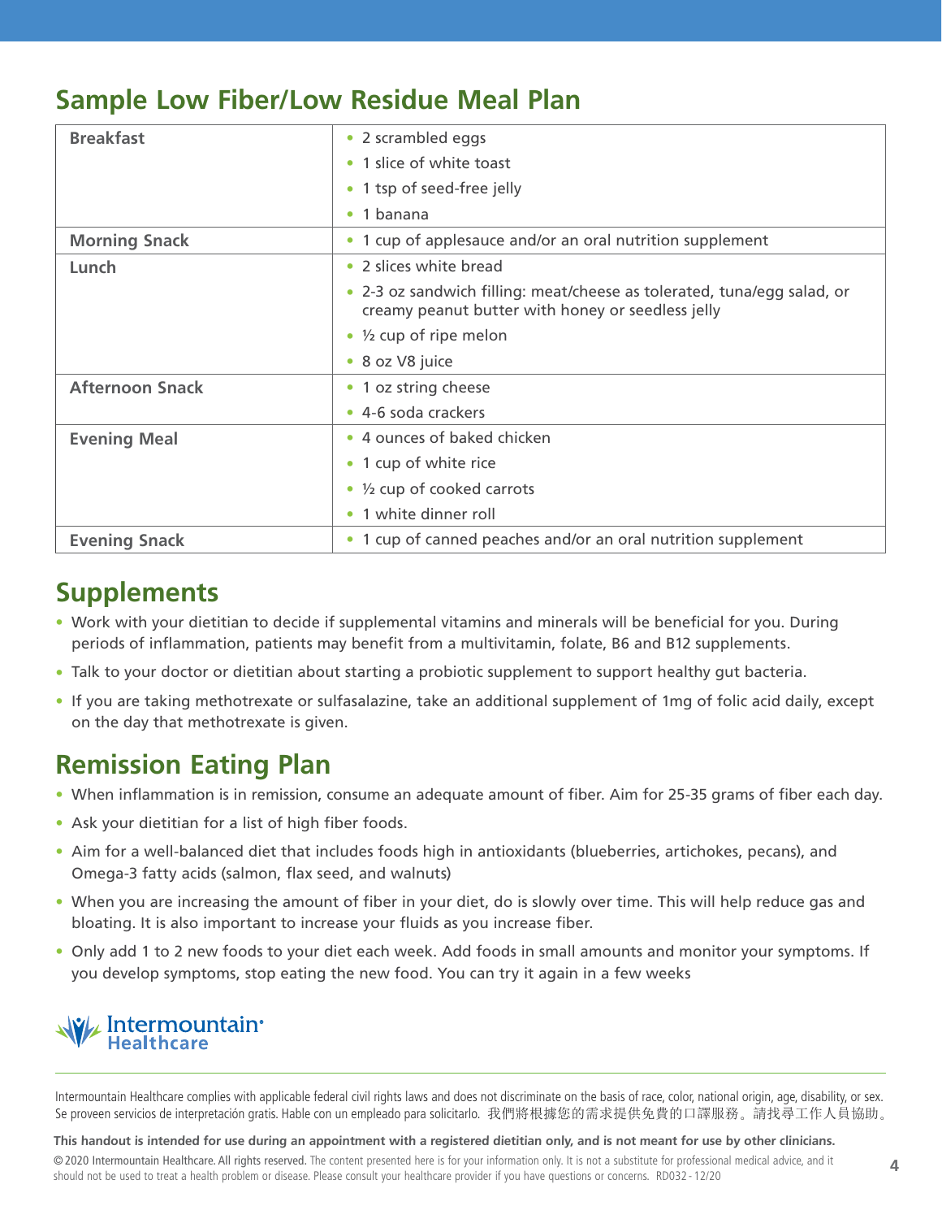## Sample Low Fiber/Low Residue Meal Plan

| | |
|---|---|
| **Breakfast** | • 2 scrambled eggs<br>• 1 slice of white toast<br>• 1 tsp of seed-free jelly<br>• 1 banana |
| **Morning Snack** | • 1 cup of applesauce and/or an oral nutrition supplement |
| **Lunch** | • 2 slices white bread<br>• 2-3 oz sandwich filling: meat/cheese as tolerated, tuna/egg salad, or creamy peanut butter with honey or seedless jelly<br>• ½ cup of ripe melon<br>• 8 oz V8 juice |
| **Afternoon Snack** | • 1 oz string cheese<br>• 4-6 soda crackers |
| **Evening Meal** | • 4 ounces of baked chicken<br>• 1 cup of white rice<br>• ½ cup of cooked carrots<br>• 1 white dinner roll |
| **Evening Snack** | • 1 cup of canned peaches and/or an oral nutrition supplement |

## Supplements

- Work with your dietitian to decide if supplemental vitamins and minerals will be beneficial for you. During periods of inflammation, patients may benefit from a multivitamin, folate, B6 and B12 supplements.
- Talk to your doctor or dietitian about starting a probiotic supplement to support healthy gut bacteria.
- If you are taking methotrexate or sulfasalazine, take an additional supplement of 1mg of folic acid daily, except on the day that methotrexate is given.

## Remission Eating Plan

- When inflammation is in remission, consume an adequate amount of fiber. Aim for 25-35 grams of fiber each day.
- Ask your dietitian for a list of high fiber foods.
- Aim for a well-balanced diet that includes foods high in antioxidants (blueberries, artichokes, pecans), and Omega-3 fatty acids (salmon, flax seed, and walnuts)
- When you are increasing the amount of fiber in your diet, do is slowly over time. This will help reduce gas and bloating. It is also important to increase your fluids as you increase fiber.
- Only add 1 to 2 new foods to your diet each week. Add foods in small amounts and monitor your symptoms. If you develop symptoms, stop eating the new food. You can try it again in a few weeks

Intermountain Healthcare

Intermountain Healthcare complies with applicable federal civil rights laws and does not discriminate on the basis of race, color, national origin, age, disability, or sex. Se proveen servicios de interpretación gratis. Hable con un empleado para solicitarlo. 我們將根據您的需求提供免費的口譯服務。請找尋工作人員協助。

**This handout is intended for use during an appointment with a registered dietitian only, and is not meant for use by other clinicians.**

© 2020 Intermountain Healthcare. All rights reserved. The content presented here is for your information only. It is not a substitute for professional medical advice, and it should not be used to treat a health problem or disease. Please consult your healthcare provider if you have questions or concerns. RD032 - 12/20